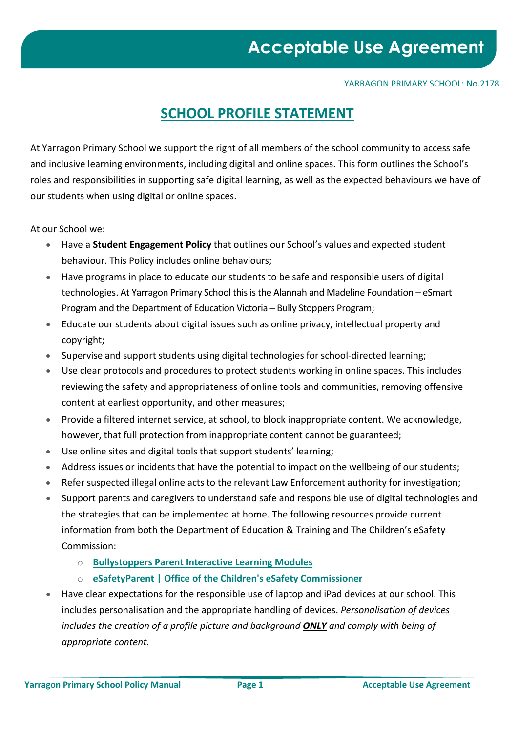# Acceptable Use Agreement

YARRAGON PRIMARY SCHOOL: No.2178

## SCHOOL PROFILE STATEMENT

At Yarragon Primary School we support the right of all members of the school community to access safe and inclusive learning environments, including digital and online spaces. This form outlines the School's roles and responsibilities in supporting safe digital learning, as well as the expected behaviours we have of our students when using digital or online spaces.

At our School we:

- Have a **Student Engagement Policy** that outlines our School's values and expected student behaviour. This Policy includes online behaviours;
- Have programs in place to educate our students to be safe and responsible users of digital technologies. At Yarragon Primary School this is the Alannah and Madeline Foundation – eSmart Program and the Department of Education Victoria – Bully Stoppers Program;
- Educate our students about digital issues such as online privacy, intellectual property and copyright;
- Supervise and support students using digital technologies for school-directed learning;
- Use clear protocols and procedures to protect students working in online spaces. This includes reviewing the safety and appropriateness of online tools and communities, removing offensive content at earliest opportunity, and other measures;
- Provide a filtered internet service, at school, to block inappropriate content. We acknowledge, however, that full protection from inappropriate content cannot be guaranteed;
- Use online sites and digital tools that support students' learning;
- Address issues or incidents that have the potential to impact on the wellbeing of our students;
- Refer suspected illegal online acts to the relevant Law Enforcement authority for investigation;
- Support parents and caregivers to understand safe and responsible use of digital technologies and the strategies that can be implemented at home. The following resources provide current information from both the Department of Education & Training and The Children's eSafety Commission:
  - **Bullystoppers Parent Interactive Learning Modules**
  - **eSafetyParent | Office of the Children's eSafety Commissioner**
- Have clear expectations for the responsible use of laptop and iPad devices at our school. This includes personalisation and the appropriate handling of devices. *Personalisation of devices includes the creation of a profile picture and background **ONLY** and comply with being of appropriate content.*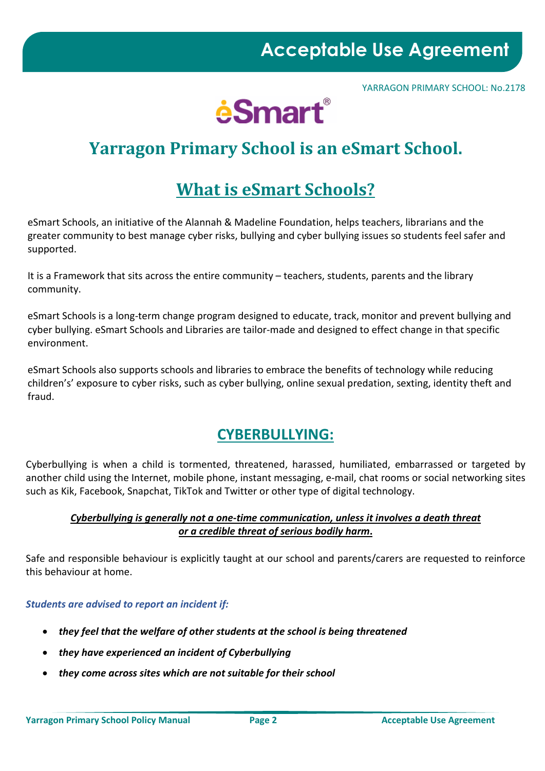# Acceptable Use Agreement

YARRAGON PRIMARY SCHOOL: No.2178

eSmart®

## Yarragon Primary School is an eSmart School.

## What is eSmart Schools?

eSmart Schools, an initiative of the Alannah & Madeline Foundation, helps teachers, librarians and the greater community to best manage cyber risks, bullying and cyber bullying issues so students feel safer and supported.

It is a Framework that sits across the entire community – teachers, students, parents and the library community.

eSmart Schools is a long-term change program designed to educate, track, monitor and prevent bullying and cyber bullying. eSmart Schools and Libraries are tailor-made and designed to effect change in that specific environment.

eSmart Schools also supports schools and libraries to embrace the benefits of technology while reducing children's' exposure to cyber risks, such as cyber bullying, online sexual predation, sexting, identity theft and fraud.

## CYBERBULLYING:

Cyberbullying is when a child is tormented, threatened, harassed, humiliated, embarrassed or targeted by another child using the Internet, mobile phone, instant messaging, e-mail, chat rooms or social networking sites such as Kik, Facebook, Snapchat, TikTok and Twitter or other type of digital technology.

***Cyberbullying is generally not a one-time communication, unless it involves a death threat or a credible threat of serious bodily harm.***

Safe and responsible behaviour is explicitly taught at our school and parents/carers are requested to reinforce this behaviour at home.

***Students are advised to report an incident if:***

- ***they feel that the welfare of other students at the school is being threatened***
- ***they have experienced an incident of Cyberbullying***
- ***they come across sites which are not suitable for their school***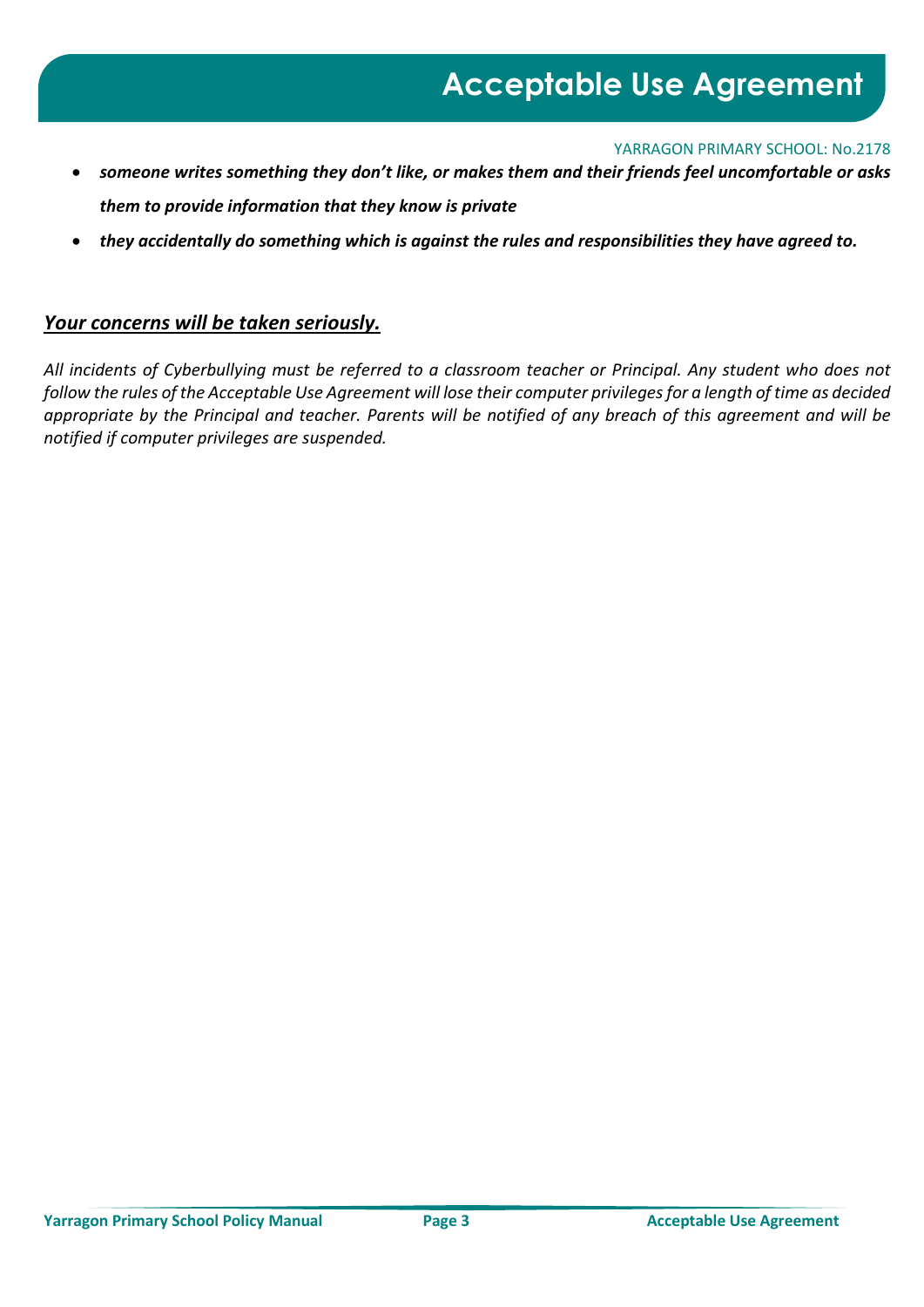- ***someone writes something they don't like, or makes them and their friends feel uncomfortable or asks them to provide information that they know is private***
- ***they accidentally do something which is against the rules and responsibilities they have agreed to.***

## ***Your concerns will be taken seriously.***

*All incidents of Cyberbullying must be referred to a classroom teacher or Principal. Any student who does not follow the rules of the Acceptable Use Agreement will lose their computer privileges for a length of time as decided appropriate by the Principal and teacher. Parents will be notified of any breach of this agreement and will be notified if computer privileges are suspended.*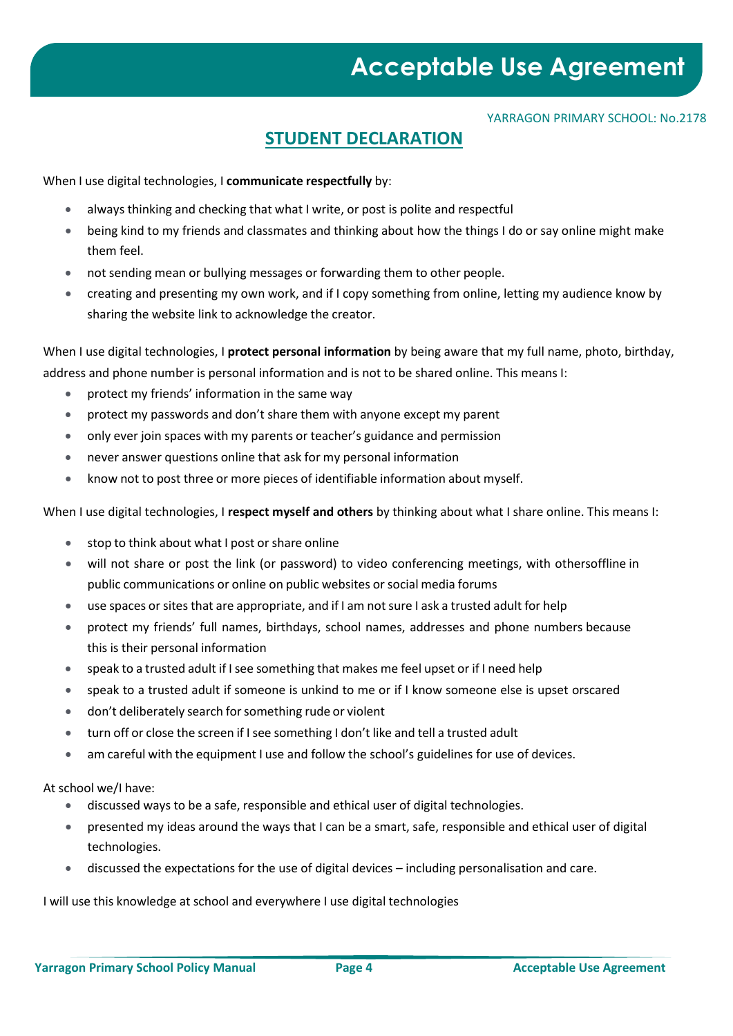# Acceptable Use Agreement

YARRAGON PRIMARY SCHOOL: No.2178

## STUDENT DECLARATION

When I use digital technologies, I **communicate respectfully** by:

- always thinking and checking that what I write, or post is polite and respectful
- being kind to my friends and classmates and thinking about how the things I do or say online might make them feel.
- not sending mean or bullying messages or forwarding them to other people.
- creating and presenting my own work, and if I copy something from online, letting my audience know by sharing the website link to acknowledge the creator.

When I use digital technologies, I **protect personal information** by being aware that my full name, photo, birthday, address and phone number is personal information and is not to be shared online. This means I:

- protect my friends' information in the same way
- protect my passwords and don't share them with anyone except my parent
- only ever join spaces with my parents or teacher's guidance and permission
- never answer questions online that ask for my personal information
- know not to post three or more pieces of identifiable information about myself.

When I use digital technologies, I **respect myself and others** by thinking about what I share online. This means I:

- stop to think about what I post or share online
- will not share or post the link (or password) to video conferencing meetings, with othersoffline in public communications or online on public websites or social media forums
- use spaces or sites that are appropriate, and if I am not sure I ask a trusted adult for help
- protect my friends' full names, birthdays, school names, addresses and phone numbers because this is their personal information
- speak to a trusted adult if I see something that makes me feel upset or if I need help
- speak to a trusted adult if someone is unkind to me or if I know someone else is upset orscared
- don't deliberately search for something rude or violent
- turn off or close the screen if I see something I don't like and tell a trusted adult
- am careful with the equipment I use and follow the school's guidelines for use of devices.

At school we/I have:

- discussed ways to be a safe, responsible and ethical user of digital technologies.
- presented my ideas around the ways that I can be a smart, safe, responsible and ethical user of digital technologies.
- discussed the expectations for the use of digital devices – including personalisation and care.

I will use this knowledge at school and everywhere I use digital technologies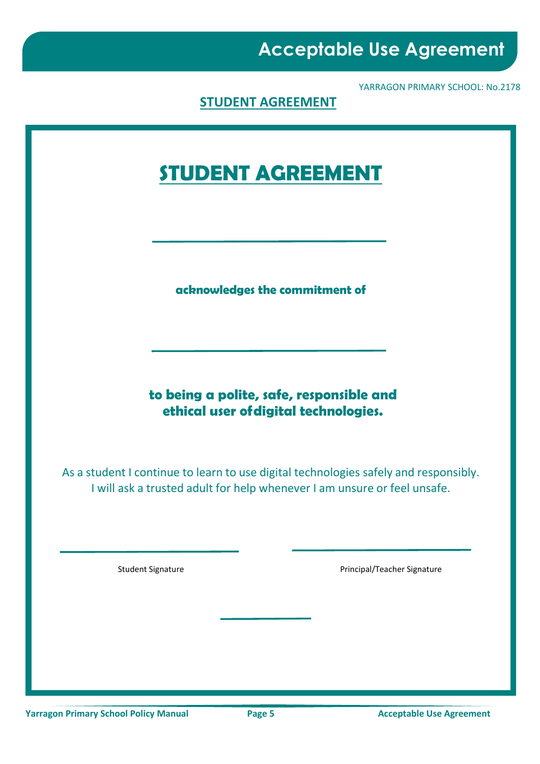# Acceptable Use Agreement

YARRAGON PRIMARY SCHOOL: No.2178

## STUDENT AGREEMENT

# STUDENT AGREEMENT

\_\_\_\_\_\_\_\_\_\_\_\_\_\_\_\_\_\_\_\_\_\_\_\_\_\_\_\_\_\_\_\_

**acknowledges the commitment of**

\_\_\_\_\_\_\_\_\_\_\_\_\_\_\_\_\_\_\_\_\_\_\_\_\_\_\_\_\_\_\_\_

**to being a polite, safe, responsible and ethical user of digital technologies.**

As a student I continue to learn to use digital technologies safely and responsibly. I will ask a trusted adult for help whenever I am unsure or feel unsafe.

\_\_\_\_\_\_\_\_\_\_\_\_\_\_\_\_\_\_\_\_\_\_\_\_\_\_ \_\_\_\_\_\_\_\_\_\_\_\_\_\_\_\_\_\_\_\_\_\_\_\_\_\_

Student Signature Principal/Teacher Signature

\_\_\_\_\_\_\_\_\_\_\_\_\_\_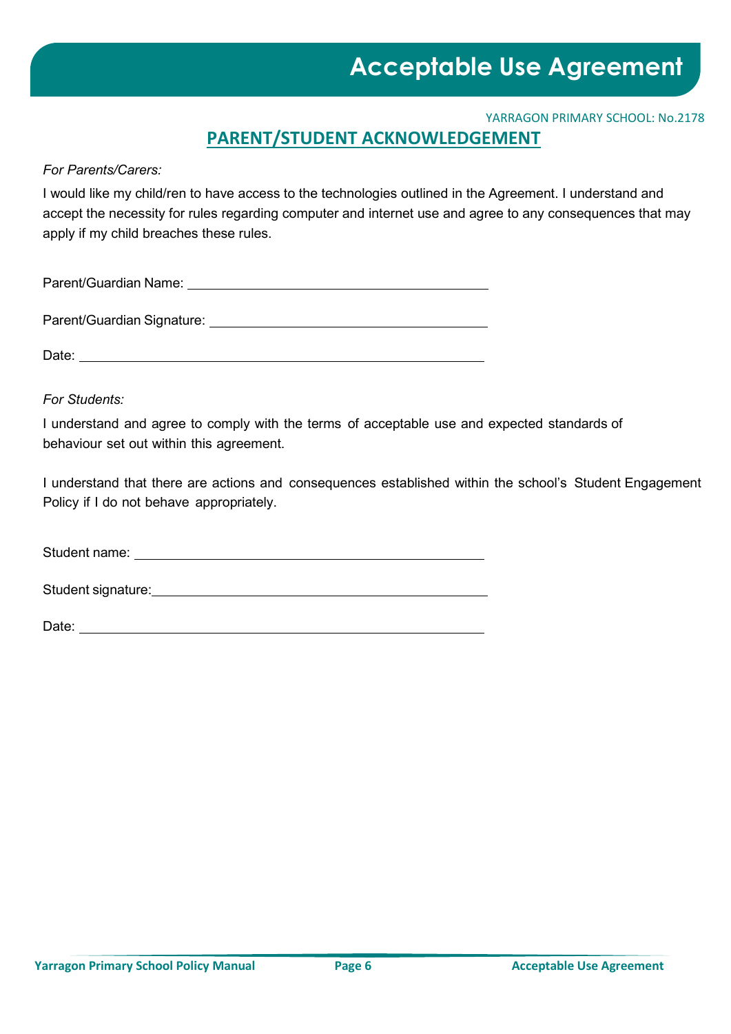# Acceptable Use Agreement

YARRAGON PRIMARY SCHOOL: No.2178

## PARENT/STUDENT ACKNOWLEDGEMENT

*For Parents/Carers:*

I would like my child/ren to have access to the technologies outlined in the Agreement. I understand and accept the necessity for rules regarding computer and internet use and agree to any consequences that may apply if my child breaches these rules.

Parent/Guardian Name: ______________________________________

Parent/Guardian Signature: ______________________________________

Date: ______________________________________

*For Students:*

I understand and agree to comply with the terms of acceptable use and expected standards of behaviour set out within this agreement.

I understand that there are actions and consequences established within the school's Student Engagement Policy if I do not behave appropriately.

Student name: ______________________________________

Student signature: ______________________________________

Date: ______________________________________